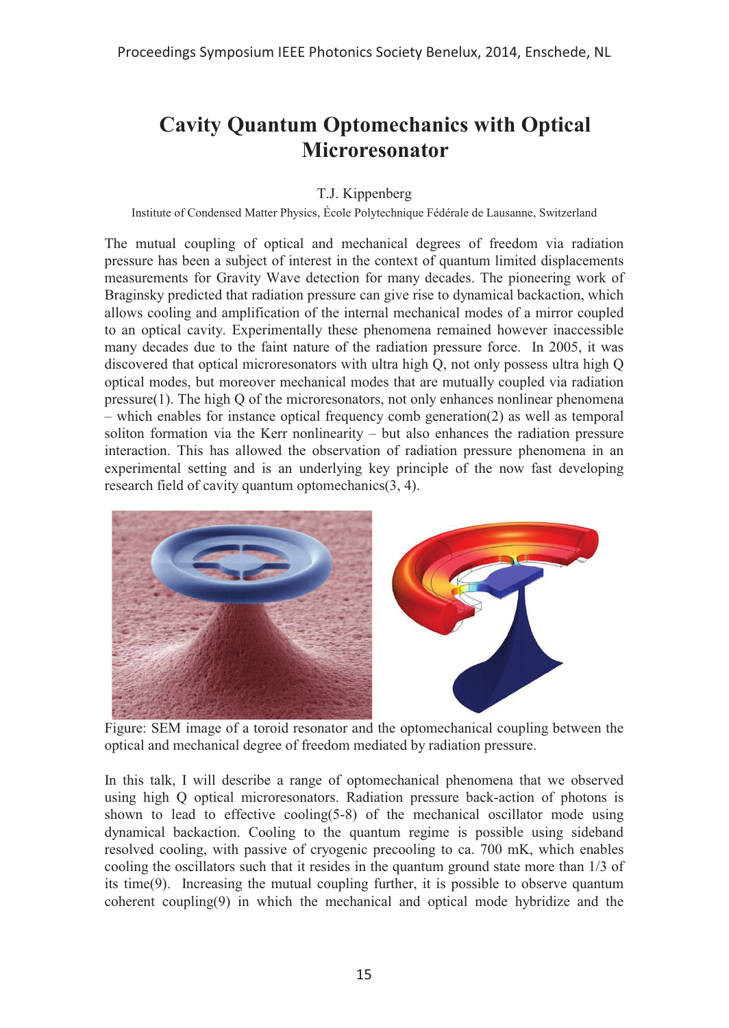# Cavity Quantum Optomechanics with Optical Microresonator

T.J. Kippenberg

Institute of Condensed Matter Physics, École Polytechnique Fédérale de Lausanne, Switzerland

The mutual coupling of optical and mechanical degrees of freedom via radiation pressure has been a subject of interest in the context of quantum limited displacements measurements for Gravity Wave detection for many decades. The pioneering work of Braginsky predicted that radiation pressure can give rise to dynamical backaction, which allows cooling and amplification of the internal mechanical modes of a mirror coupled to an optical cavity. Experimentally these phenomena remained however inaccessible many decades due to the faint nature of the radiation pressure force. In 2005, it was discovered that optical microresonators with ultra high Q, not only possess ultra high Q optical modes, but moreover mechanical modes that are mutually coupled via radiation pressure(1). The high Q of the microresonators, not only enhances nonlinear phenomena – which enables for instance optical frequency comb generation(2) as well as temporal soliton formation via the Kerr nonlinearity – but also enhances the radiation pressure interaction. This has allowed the observation of radiation pressure phenomena in an experimental setting and is an underlying key principle of the now fast developing research field of cavity quantum optomechanics(3, 4).

Figure: SEM image of a toroid resonator and the optomechanical coupling between the optical and mechanical degree of freedom mediated by radiation pressure.

In this talk, I will describe a range of optomechanical phenomena that we observed using high Q optical microresonators. Radiation pressure back-action of photons is shown to lead to effective cooling(5-8) of the mechanical oscillator mode using dynamical backaction. Cooling to the quantum regime is possible using sideband resolved cooling, with passive of cryogenic precooling to ca. 700 mK, which enables cooling the oscillators such that it resides in the quantum ground state more than 1/3 of its time(9). Increasing the mutual coupling further, it is possible to observe quantum coherent coupling(9) in which the mechanical and optical mode hybridize and the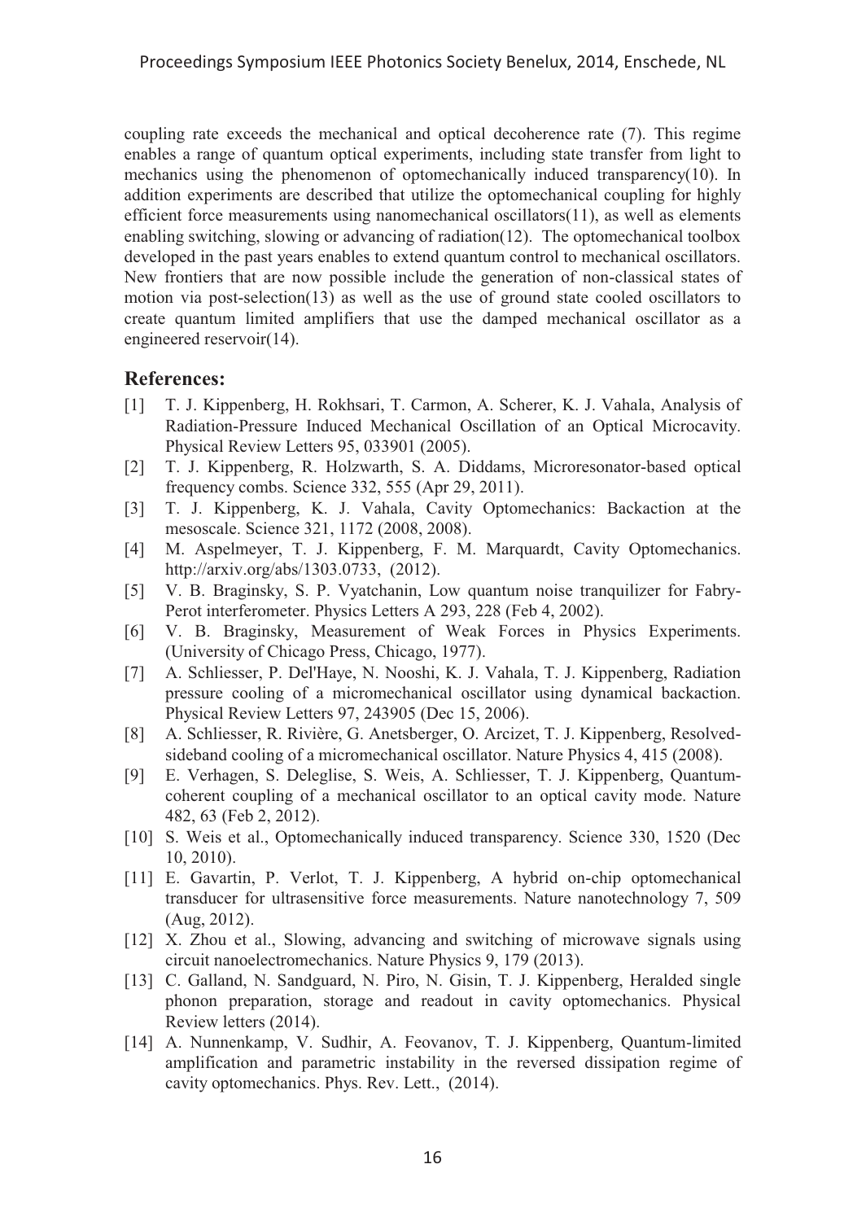coupling rate exceeds the mechanical and optical decoherence rate (7). This regime enables a range of quantum optical experiments, including state transfer from light to mechanics using the phenomenon of optomechanically induced transparency(10). In addition experiments are described that utilize the optomechanical coupling for highly efficient force measurements using nanomechanical oscillators(11), as well as elements enabling switching, slowing or advancing of radiation(12). The optomechanical toolbox developed in the past years enables to extend quantum control to mechanical oscillators. New frontiers that are now possible include the generation of non-classical states of motion via post-selection(13) as well as the use of ground state cooled oscillators to create quantum limited amplifiers that use the damped mechanical oscillator as a engineered reservoir(14).

## References:

[1] T. J. Kippenberg, H. Rokhsari, T. Carmon, A. Scherer, K. J. Vahala, Analysis of Radiation-Pressure Induced Mechanical Oscillation of an Optical Microcavity. Physical Review Letters 95, 033901 (2005).

[2] T. J. Kippenberg, R. Holzwarth, S. A. Diddams, Microresonator-based optical frequency combs. Science 332, 555 (Apr 29, 2011).

[3] T. J. Kippenberg, K. J. Vahala, Cavity Optomechanics: Backaction at the mesoscale. Science 321, 1172 (2008, 2008).

[4] M. Aspelmeyer, T. J. Kippenberg, F. M. Marquardt, Cavity Optomechanics. http://arxiv.org/abs/1303.0733, (2012).

[5] V. B. Braginsky, S. P. Vyatchanin, Low quantum noise tranquilizer for Fabry-Perot interferometer. Physics Letters A 293, 228 (Feb 4, 2002).

[6] V. B. Braginsky, Measurement of Weak Forces in Physics Experiments. (University of Chicago Press, Chicago, 1977).

[7] A. Schliesser, P. Del'Haye, N. Nooshi, K. J. Vahala, T. J. Kippenberg, Radiation pressure cooling of a micromechanical oscillator using dynamical backaction. Physical Review Letters 97, 243905 (Dec 15, 2006).

[8] A. Schliesser, R. Rivière, G. Anetsberger, O. Arcizet, T. J. Kippenberg, Resolved-sideband cooling of a micromechanical oscillator. Nature Physics 4, 415 (2008).

[9] E. Verhagen, S. Deleglise, S. Weis, A. Schliesser, T. J. Kippenberg, Quantum-coherent coupling of a mechanical oscillator to an optical cavity mode. Nature 482, 63 (Feb 2, 2012).

[10] S. Weis et al., Optomechanically induced transparency. Science 330, 1520 (Dec 10, 2010).

[11] E. Gavartin, P. Verlot, T. J. Kippenberg, A hybrid on-chip optomechanical transducer for ultrasensitive force measurements. Nature nanotechnology 7, 509 (Aug, 2012).

[12] X. Zhou et al., Slowing, advancing and switching of microwave signals using circuit nanoelectromechanics. Nature Physics 9, 179 (2013).

[13] C. Galland, N. Sandguard, N. Piro, N. Gisin, T. J. Kippenberg, Heralded single phonon preparation, storage and readout in cavity optomechanics. Physical Review letters (2014).

[14] A. Nunnenkamp, V. Sudhir, A. Feovanov, T. J. Kippenberg, Quantum-limited amplification and parametric instability in the reversed dissipation regime of cavity optomechanics. Phys. Rev. Lett., (2014).